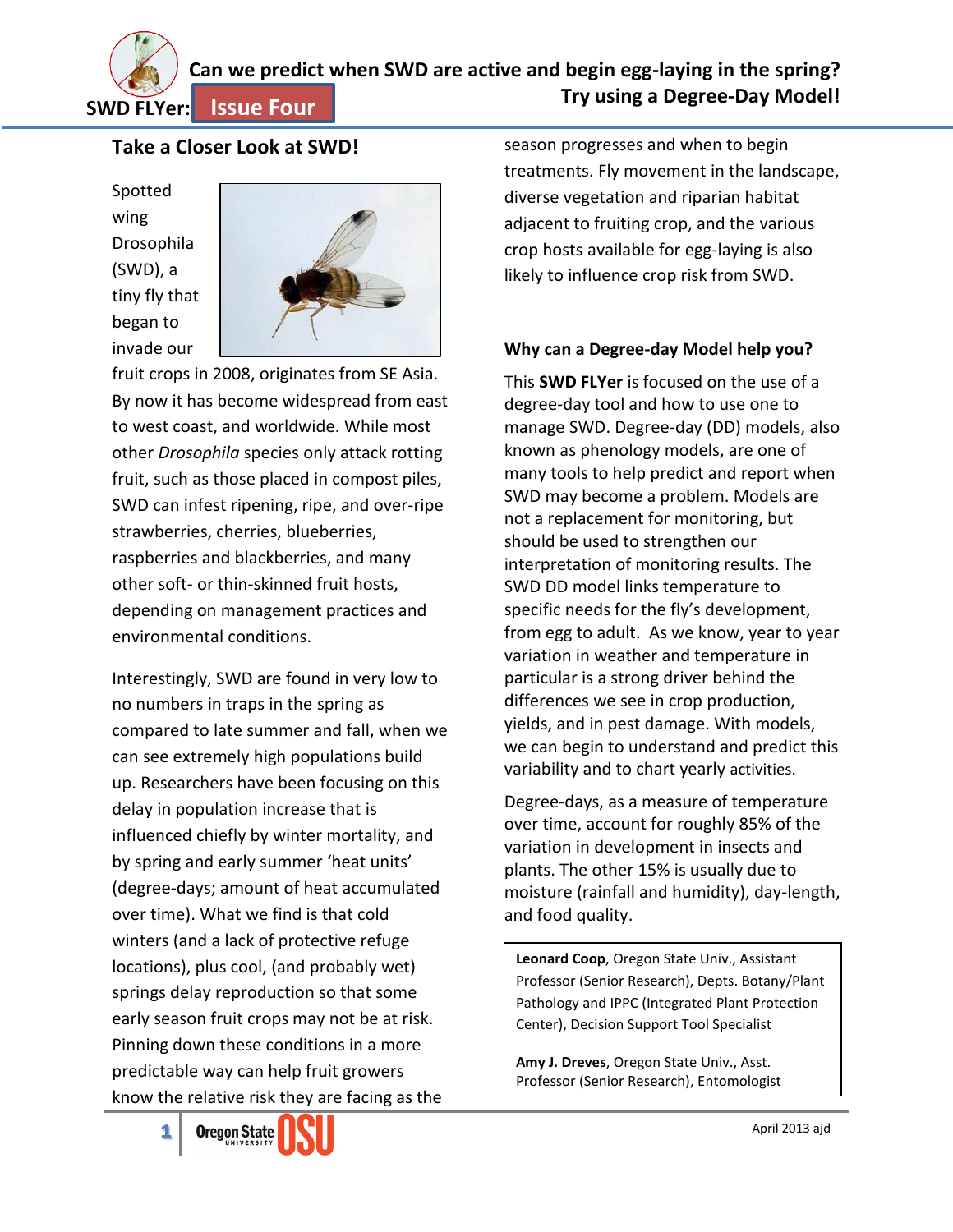SWD FLYer: Issue Four

# Can we predict when SWD are active and begin egg-laying in the spring? Try using a Degree-Day Model!

## Take a Closer Look at SWD!

Spotted wing Drosophila (SWD), a tiny fly that began to invade our fruit crops in 2008, originates from SE Asia. By now it has become widespread from east to west coast, and worldwide. While most other *Drosophila* species only attack rotting fruit, such as those placed in compost piles, SWD can infest ripening, ripe, and over-ripe strawberries, cherries, blueberries, raspberries and blackberries, and many other soft- or thin-skinned fruit hosts, depending on management practices and environmental conditions.

Interestingly, SWD are found in very low to no numbers in traps in the spring as compared to late summer and fall, when we can see extremely high populations build up. Researchers have been focusing on this delay in population increase that is influenced chiefly by winter mortality, and by spring and early summer 'heat units' (degree-days; amount of heat accumulated over time). What we find is that cold winters (and a lack of protective refuge locations), plus cool, (and probably wet) springs delay reproduction so that some early season fruit crops may not be at risk. Pinning down these conditions in a more predictable way can help fruit growers know the relative risk they are facing as the season progresses and when to begin treatments. Fly movement in the landscape, diverse vegetation and riparian habitat adjacent to fruiting crop, and the various crop hosts available for egg-laying is also likely to influence crop risk from SWD.

### Why can a Degree-day Model help you?

This **SWD FLYer** is focused on the use of a degree-day tool and how to use one to manage SWD. Degree-day (DD) models, also known as phenology models, are one of many tools to help predict and report when SWD may become a problem. Models are not a replacement for monitoring, but should be used to strengthen our interpretation of monitoring results. The SWD DD model links temperature to specific needs for the fly's development, from egg to adult. As we know, year to year variation in weather and temperature in particular is a strong driver behind the differences we see in crop production, yields, and in pest damage. With models, we can begin to understand and predict this variability and to chart yearly activities.

Degree-days, as a measure of temperature over time, account for roughly 85% of the variation in development in insects and plants. The other 15% is usually due to moisture (rainfall and humidity), day-length, and food quality.

**Leonard Coop**, Oregon State Univ., Assistant Professor (Senior Research), Depts. Botany/Plant Pathology and IPPC (Integrated Plant Protection Center), Decision Support Tool Specialist

**Amy J. Dreves**, Oregon State Univ., Asst. Professor (Senior Research), Entomologist

April 2013 ajd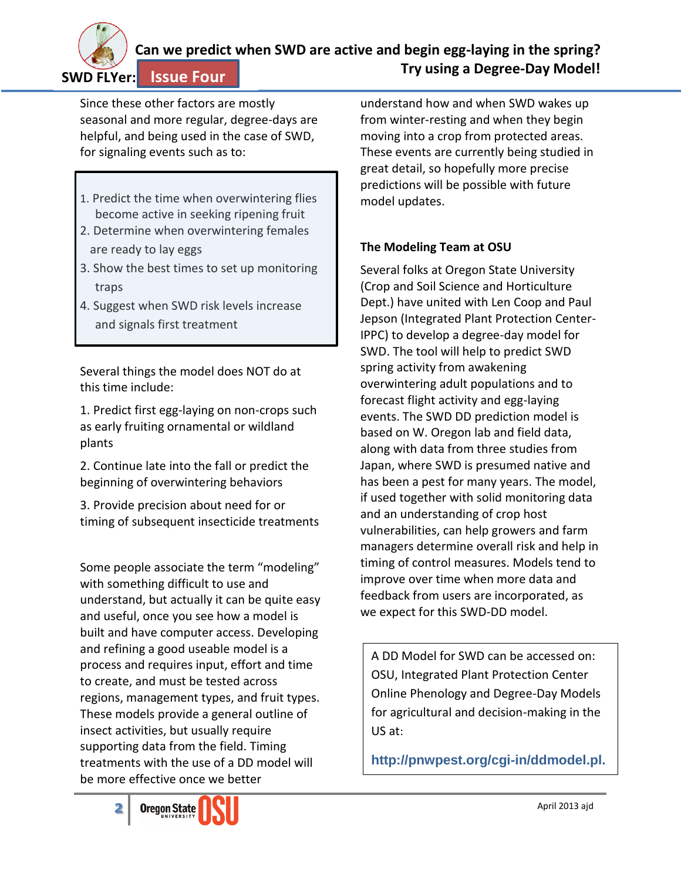Since these other factors are mostly seasonal and more regular, degree-days are helpful, and being used in the case of SWD, for signaling events such as to:

1. Predict the time when overwintering flies become active in seeking ripening fruit
2. Determine when overwintering females are ready to lay eggs
3. Show the best times to set up monitoring traps
4. Suggest when SWD risk levels increase and signals first treatment

Several things the model does NOT do at this time include:

1. Predict first egg-laying on non-crops such as early fruiting ornamental or wildland plants

2. Continue late into the fall or predict the beginning of overwintering behaviors

3. Provide precision about need for or timing of subsequent insecticide treatments

Some people associate the term "modeling" with something difficult to use and understand, but actually it can be quite easy and useful, once you see how a model is built and have computer access. Developing and refining a good useable model is a process and requires input, effort and time to create, and must be tested across regions, management types, and fruit types. These models provide a general outline of insect activities, but usually require supporting data from the field. Timing treatments with the use of a DD model will be more effective once we better understand how and when SWD wakes up from winter-resting and when they begin moving into a crop from protected areas. These events are currently being studied in great detail, so hopefully more precise predictions will be possible with future model updates.

### The Modeling Team at OSU

Several folks at Oregon State University (Crop and Soil Science and Horticulture Dept.) have united with Len Coop and Paul Jepson (Integrated Plant Protection Center-IPPC) to develop a degree-day model for SWD. The tool will help to predict SWD spring activity from awakening overwintering adult populations and to forecast flight activity and egg-laying events. The SWD DD prediction model is based on W. Oregon lab and field data, along with data from three studies from Japan, where SWD is presumed native and has been a pest for many years. The model, if used together with solid monitoring data and an understanding of crop host vulnerabilities, can help growers and farm managers determine overall risk and help in timing of control measures. Models tend to improve over time when more data and feedback from users are incorporated, as we expect for this SWD-DD model.

A DD Model for SWD can be accessed on: OSU, Integrated Plant Protection Center Online Phenology and Degree-Day Models for agricultural and decision-making in the US at:

**http://pnwpest.org/cgi-in/ddmodel.pl.**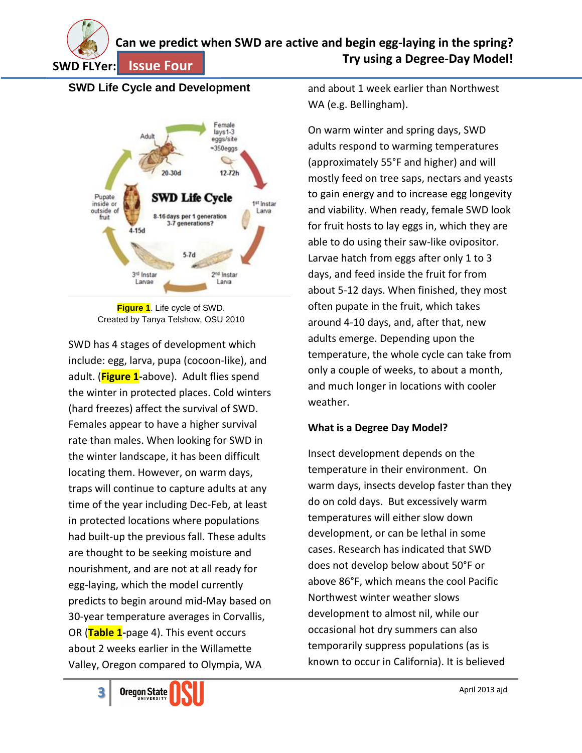# Can we predict when SWD are active and begin egg-laying in the spring? Try using a Degree-Day Model!

SWD FLYer: Issue Four

## SWD Life Cycle and Development

**Figure 1**. Life cycle of SWD.
Created by Tanya Telshow, OSU 2010

SWD has 4 stages of development which include: egg, larva, pupa (cocoon-like), and adult. (**Figure 1**-above). Adult flies spend the winter in protected places. Cold winters (hard freezes) affect the survival of SWD. Females appear to have a higher survival rate than males. When looking for SWD in the winter landscape, it has been difficult locating them. However, on warm days, traps will continue to capture adults at any time of the year including Dec-Feb, at least in protected locations where populations had built-up the previous fall. These adults are thought to be seeking moisture and nourishment, and are not at all ready for egg-laying, which the model currently predicts to begin around mid-May based on 30-year temperature averages in Corvallis, OR (**Table 1**-page 4). This event occurs about 2 weeks earlier in the Willamette Valley, Oregon compared to Olympia, WA and about 1 week earlier than Northwest WA (e.g. Bellingham).

On warm winter and spring days, SWD adults respond to warming temperatures (approximately 55°F and higher) and will mostly feed on tree saps, nectars and yeasts to gain energy and to increase egg longevity and viability. When ready, female SWD look for fruit hosts to lay eggs in, which they are able to do using their saw-like ovipositor. Larvae hatch from eggs after only 1 to 3 days, and feed inside the fruit for from about 5-12 days. When finished, they most often pupate in the fruit, which takes around 4-10 days, and, after that, new adults emerge. Depending upon the temperature, the whole cycle can take from only a couple of weeks, to about a month, and much longer in locations with cooler weather.

### What is a Degree Day Model?

Insect development depends on the temperature in their environment. On warm days, insects develop faster than they do on cold days. But excessively warm temperatures will either slow down development, or can be lethal in some cases. Research has indicated that SWD does not develop below about 50°F or above 86°F, which means the cool Pacific Northwest winter weather slows development to almost nil, while our occasional hot dry summers can also temporarily suppress populations (as is known to occur in California). It is believed

April 2013 ajd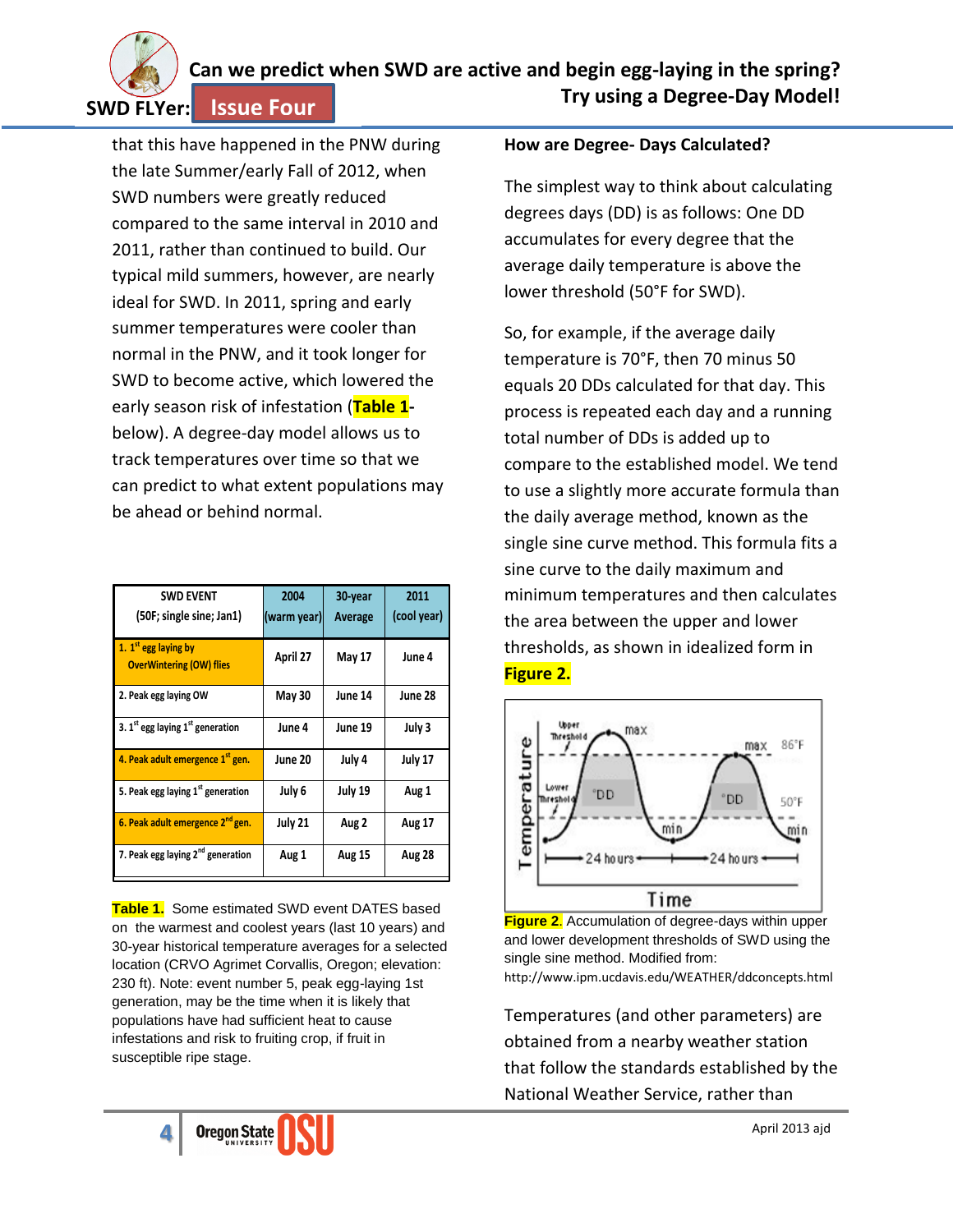that this have happened in the PNW during the late Summer/early Fall of 2012, when SWD numbers were greatly reduced compared to the same interval in 2010 and 2011, rather than continued to build. Our typical mild summers, however, are nearly ideal for SWD. In 2011, spring and early summer temperatures were cooler than normal in the PNW, and it took longer for SWD to become active, which lowered the early season risk of infestation (**Table 1**- below). A degree-day model allows us to track temperatures over time so that we can predict to what extent populations may be ahead or behind normal.

| SWD EVENT (50F; single sine; Jan1) | 2004 (warm year) | 30-year Average | 2011 (cool year) |
|---|---|---|---|
| 1. 1st egg laying by OverWintering (OW) flies | April 27 | May 17 | June 4 |
| 2. Peak egg laying OW | May 30 | June 14 | June 28 |
| 3. 1st egg laying 1st generation | June 4 | June 19 | July 3 |
| 4. Peak adult emergence 1st gen. | June 20 | July 4 | July 17 |
| 5. Peak egg laying 1st generation | July 6 | July 19 | Aug 1 |
| 6. Peak adult emergence 2nd gen. | July 21 | Aug 2 | Aug 17 |
| 7. Peak egg laying 2nd generation | Aug 1 | Aug 15 | Aug 28 |

**Table 1.** Some estimated SWD event DATES based on the warmest and coolest years (last 10 years) and 30-year historical temperature averages for a selected location (CRVO Agrimet Corvallis, Oregon; elevation: 230 ft). Note: event number 5, peak egg-laying 1st generation, may be the time when it is likely that populations have had sufficient heat to cause infestations and risk to fruiting crop, if fruit in susceptible ripe stage.

**How are Degree- Days Calculated?**

The simplest way to think about calculating degrees days (DD) is as follows: One DD accumulates for every degree that the average daily temperature is above the lower threshold (50°F for SWD).

So, for example, if the average daily temperature is 70°F, then 70 minus 50 equals 20 DDs calculated for that day. This process is repeated each day and a running total number of DDs is added up to compare to the established model. We tend to use a slightly more accurate formula than the daily average method, known as the single sine curve method. This formula fits a sine curve to the daily maximum and minimum temperatures and then calculates the area between the upper and lower thresholds, as shown in idealized form in **Figure 2.**

**Figure 2.** Accumulation of degree-days within upper and lower development thresholds of SWD using the single sine method. Modified from: http://www.ipm.ucdavis.edu/WEATHER/ddconcepts.html

Temperatures (and other parameters) are obtained from a nearby weather station that follow the standards established by the National Weather Service, rather than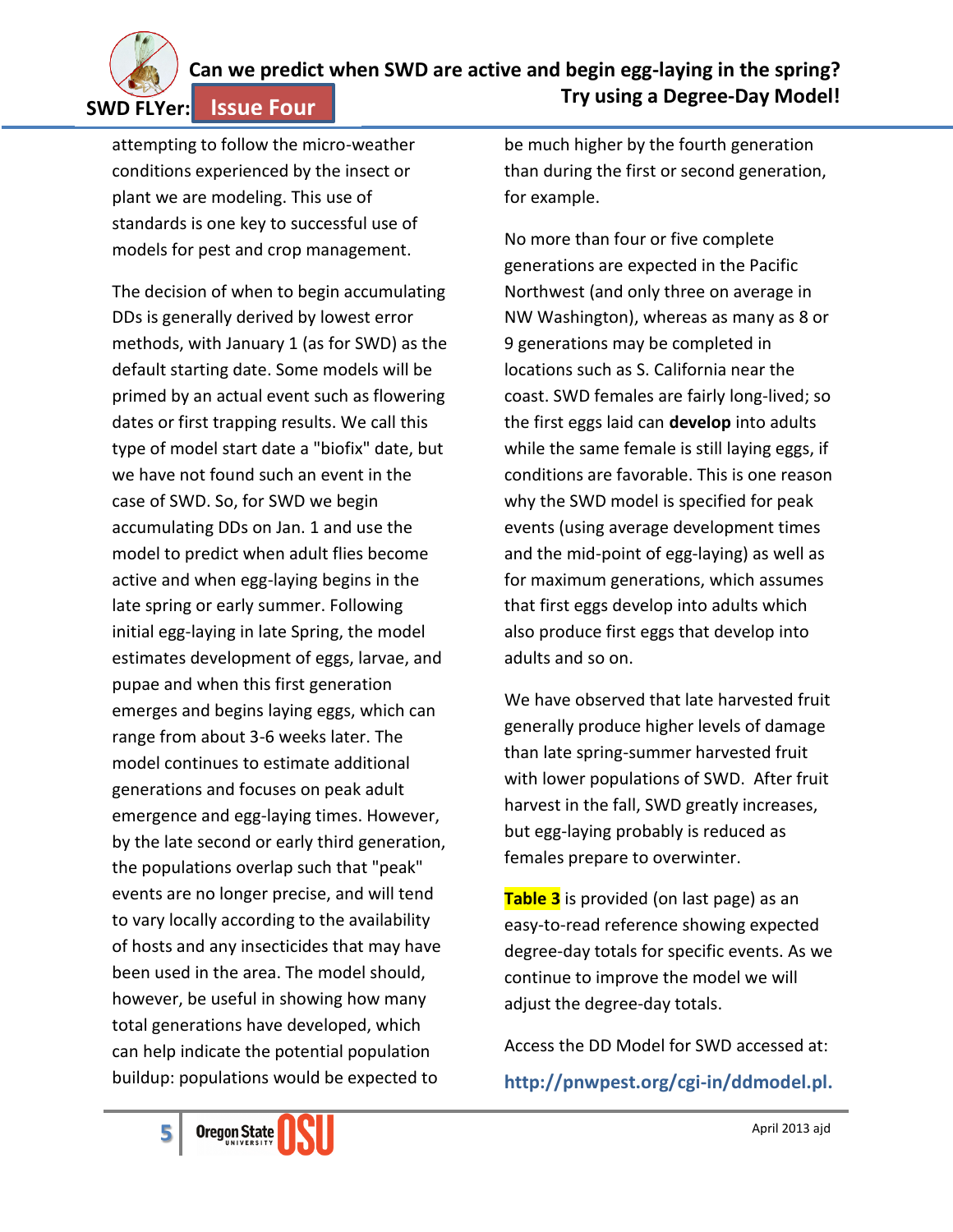attempting to follow the micro-weather conditions experienced by the insect or plant we are modeling. This use of standards is one key to successful use of models for pest and crop management.

The decision of when to begin accumulating DDs is generally derived by lowest error methods, with January 1 (as for SWD) as the default starting date. Some models will be primed by an actual event such as flowering dates or first trapping results. We call this type of model start date a "biofix" date, but we have not found such an event in the case of SWD. So, for SWD we begin accumulating DDs on Jan. 1 and use the model to predict when adult flies become active and when egg-laying begins in the late spring or early summer. Following initial egg-laying in late Spring, the model estimates development of eggs, larvae, and pupae and when this first generation emerges and begins laying eggs, which can range from about 3-6 weeks later. The model continues to estimate additional generations and focuses on peak adult emergence and egg-laying times. However, by the late second or early third generation, the populations overlap such that "peak" events are no longer precise, and will tend to vary locally according to the availability of hosts and any insecticides that may have been used in the area. The model should, however, be useful in showing how many total generations have developed, which can help indicate the potential population buildup: populations would be expected to be much higher by the fourth generation than during the first or second generation, for example.

No more than four or five complete generations are expected in the Pacific Northwest (and only three on average in NW Washington), whereas as many as 8 or 9 generations may be completed in locations such as S. California near the coast. SWD females are fairly long-lived; so the first eggs laid can **develop** into adults while the same female is still laying eggs, if conditions are favorable. This is one reason why the SWD model is specified for peak events (using average development times and the mid-point of egg-laying) as well as for maximum generations, which assumes that first eggs develop into adults which also produce first eggs that develop into adults and so on.

We have observed that late harvested fruit generally produce higher levels of damage than late spring-summer harvested fruit with lower populations of SWD. After fruit harvest in the fall, SWD greatly increases, but egg-laying probably is reduced as females prepare to overwinter.

**Table 3** is provided (on last page) as an easy-to-read reference showing expected degree-day totals for specific events. As we continue to improve the model we will adjust the degree-day totals.

Access the DD Model for SWD accessed at:

**http://pnwpest.org/cgi-in/ddmodel.pl.**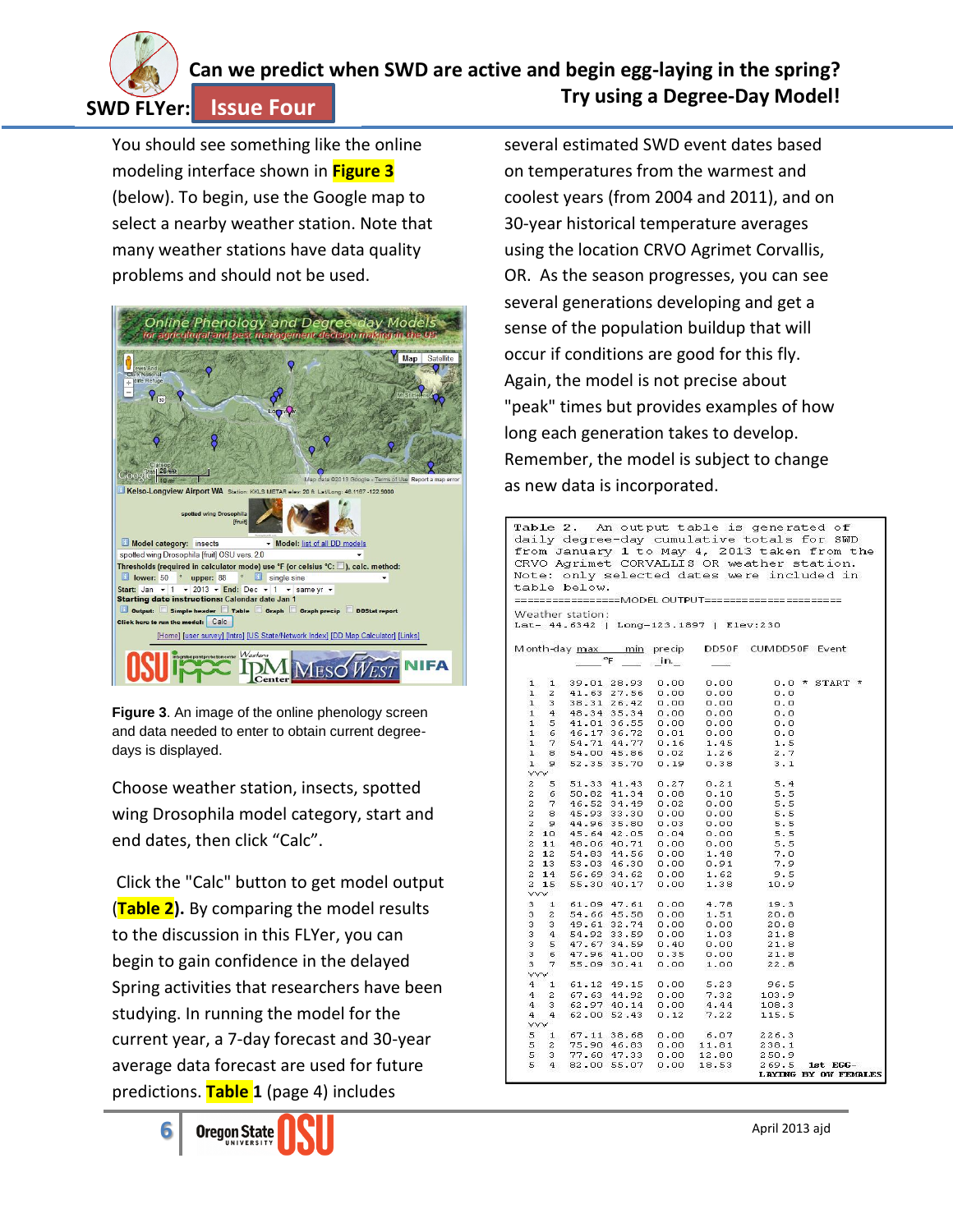# Can we predict when SWD are active and begin egg-laying in the spring?

## Try using a Degree-Day Model!

SWD FLYer: Issue Four

You should see something like the online modeling interface shown in **Figure 3** (below). To begin, use the Google map to select a nearby weather station. Note that many weather stations have data quality problems and should not be used.

**Figure 3**. An image of the online phenology screen and data needed to enter to obtain current degree-days is displayed.

Choose weather station, insects, spotted wing Drosophila model category, start and end dates, then click "Calc".

Click the "Calc" button to get model output (**Table 2**). By comparing the model results to the discussion in this FLYer, you can begin to gain confidence in the delayed Spring activities that researchers have been studying. In running the model for the current year, a 7-day forecast and 30-year average data forecast are used for future predictions. **Table 1** (page 4) includes several estimated SWD event dates based on temperatures from the warmest and coolest years (from 2004 and 2011), and on 30-year historical temperature averages using the location CRVO Agrimet Corvallis, OR. As the season progresses, you can see several generations developing and get a sense of the population buildup that will occur if conditions are good for this fly. Again, the model is not precise about "peak" times but provides examples of how long each generation takes to develop. Remember, the model is subject to change as new data is incorporated.

Table 2. An output table is generated of daily degree-day cumulative totals for SWD from January 1 to May 4, 2013 taken from the CRVO Agrimet CORVALLIS OR weather station. Note: only selected dates were included in table below.

```
================MODEL OUTPUT=======================
Weather station:
Lat= 44.6342 | Long=-123.1897 | Elev:230

Month-day max    min   precip   DD50F   CUMDD50F  Event
          °F            in.

 1  1   39.01  28.93  0.00   0.00     0.0  * START *
 1  2   41.63  27.56  0.00   0.00     0.0
 1  3   38.31  26.42  0.00   0.00     0.0
 1  4   48.34  35.34  0.00   0.00     0.0
 1  5   41.01  36.55  0.00   0.00     0.0
 1  6   46.17  36.72  0.01   0.00     0.0
 1  7   54.71  44.77  0.16   1.45     1.5
 1  8   54.00  45.86  0.02   1.26     2.7
 1  9   52.35  35.70  0.19   0.38     3.1
 vvv
 2  5   51.33  41.43  0.27   0.21     5.4
 2  6   50.82  41.34  0.08   0.10     5.5
 2  7   46.52  34.49  0.02   0.00     5.5
 2  8   45.93  33.30  0.00   0.00     5.5
 2  9   44.96  35.80  0.03   0.00     5.5
 2 10   45.64  42.05  0.04   0.00     5.5
 2 11   48.06  40.71  0.00   0.00     5.5
 2 12   54.83  44.56  0.00   1.48     7.0
 2 13   53.03  46.30  0.00   0.91     7.9
 2 14   56.69  34.62  0.00   1.62     9.5
 2 15   55.30  40.17  0.00   1.38    10.9
 vvv
 3  1   61.09  47.61  0.00   4.78    19.3
 3  2   54.66  45.58  0.00   1.51    20.8
 3  3   49.61  32.74  0.00   0.00    20.8
 3  4   54.92  33.59  0.00   1.03    21.8
 3  5   47.67  34.59  0.40   0.00    21.8
 3  6   47.96  41.00  0.35   0.00    21.8
 3  7   55.09  30.41  0.00   1.00    22.8
 vvv
 4  1   61.12  49.15  0.00   5.23    96.5
 4  2   67.63  44.92  0.00   7.32   103.9
 4  3   62.97  40.14  0.00   4.44   108.3
 4  4   62.00  52.43  0.12   7.22   115.5
 vvv
 5  1   67.11  38.68  0.00   6.07   226.3
 5  2   75.90  46.03  0.00  11.01   238.1
 5  3   77.60  47.33  0.00  12.80   250.9
 5  4   82.00  55.07  0.00  18.53   269.5  1st EGG-
                                          LAYING BY OW FEMALES
```

April 2013 ajd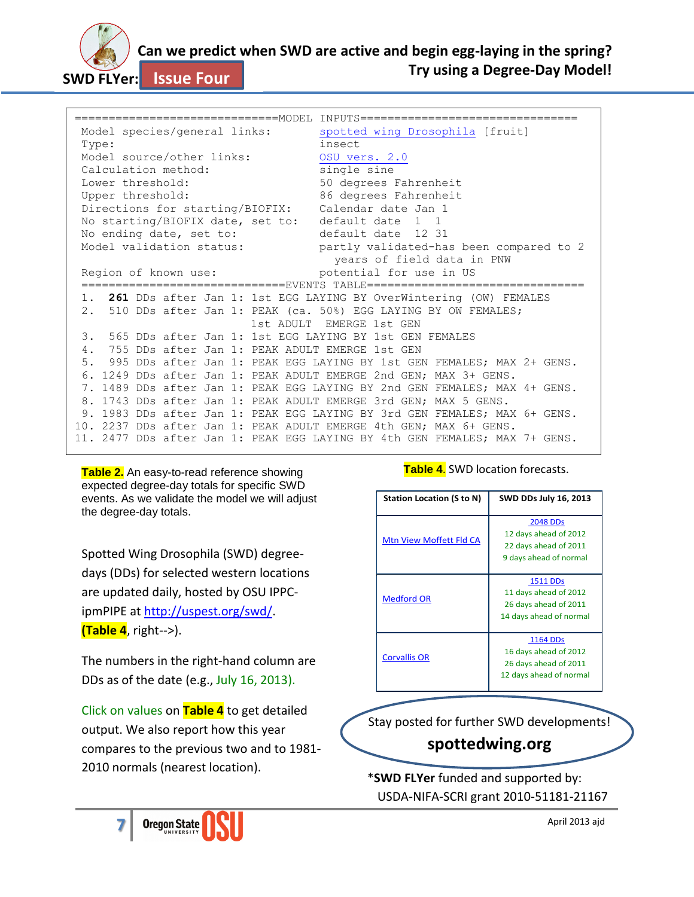# Can we predict when SWD are active and begin egg-laying in the spring? Try using a Degree-Day Model!

**SWD FLYer:** Issue Four

```
==============================MODEL INPUTS===============================
 Model species/general links:        spotted wing Drosophila [fruit]
 Type:                               insect
 Model source/other links:           OSU vers. 2.0
 Calculation method:                 single sine
 Lower threshold:                    50 degrees Fahrenheit
 Upper threshold:                    86 degrees Fahrenheit
 Directions for starting/BIOFIX:     Calendar date Jan 1
 No starting/BIOFIX date, set to:    default date  1  1
 No ending date, set to:             default date  12 31
 Model validation status:            partly validated-has been compared to 2
                                       years of field data in PNW
 Region of known use:                potential for use in US
==============================EVENTS TABLE===============================
 1.  261 DDs after Jan 1: 1st EGG LAYING BY OverWintering (OW) FEMALES
 2.  510 DDs after Jan 1: PEAK (ca. 50%) EGG LAYING BY OW FEMALES;
                          1st ADULT  EMERGE 1st GEN
 3.  565 DDs after Jan 1: 1st EGG LAYING BY 1st GEN FEMALES
 4.  755 DDs after Jan 1: PEAK ADULT EMERGE 1st GEN
 5.  995 DDs after Jan 1: PEAK EGG LAYING BY 1st GEN FEMALES; MAX 2+ GENS.
 6. 1249 DDs after Jan 1: PEAK ADULT EMERGE 2nd GEN; MAX 3+ GENS.
 7. 1489 DDs after Jan 1: PEAK EGG LAYING BY 2nd GEN FEMALES; MAX 4+ GENS.
 8. 1743 DDs after Jan 1: PEAK ADULT EMERGE 3rd GEN; MAX 5 GENS.
 9. 1983 DDs after Jan 1: PEAK EGG LAYING BY 3rd GEN FEMALES; MAX 6+ GENS.
10. 2237 DDs after Jan 1: PEAK ADULT EMERGE 4th GEN; MAX 6+ GENS.
11. 2477 DDs after Jan 1: PEAK EGG LAYING BY 4th GEN FEMALES; MAX 7+ GENS.
```

**Table 2.** An easy-to-read reference showing expected degree-day totals for specific SWD events. As we validate the model we will adjust the degree-day totals.

Spotted Wing Drosophila (SWD) degree-days (DDs) for selected western locations are updated daily, hosted by OSU IPPC-ipmPIPE at http://uspest.org/swd/. **(Table 4**, right-->).

The numbers in the right-hand column are DDs as of the date (e.g., July 16, 2013).

Click on values on **Table 4** to get detailed output. We also report how this year compares to the previous two and to 1981-2010 normals (nearest location).

**Table 4.** SWD location forecasts.

| Station Location (S to N) | SWD DDs July 16, 2013 |
|---|---|
| Mtn View Moffett Fld CA | 2048 DDs<br>12 days ahead of 2012<br>22 days ahead of 2011<br>9 days ahead of normal |
| Medford OR | 1511 DDs<br>11 days ahead of 2012<br>26 days ahead of 2011<br>14 days ahead of normal |
| Corvallis OR | 1164 DDs<br>16 days ahead of 2012<br>26 days ahead of 2011<br>12 days ahead of normal |

Stay posted for further SWD developments!

**spottedwing.org**

***SWD FLYer** funded and supported by: USDA-NIFA-SCRI grant 2010-51181-21167

April 2013 ajd